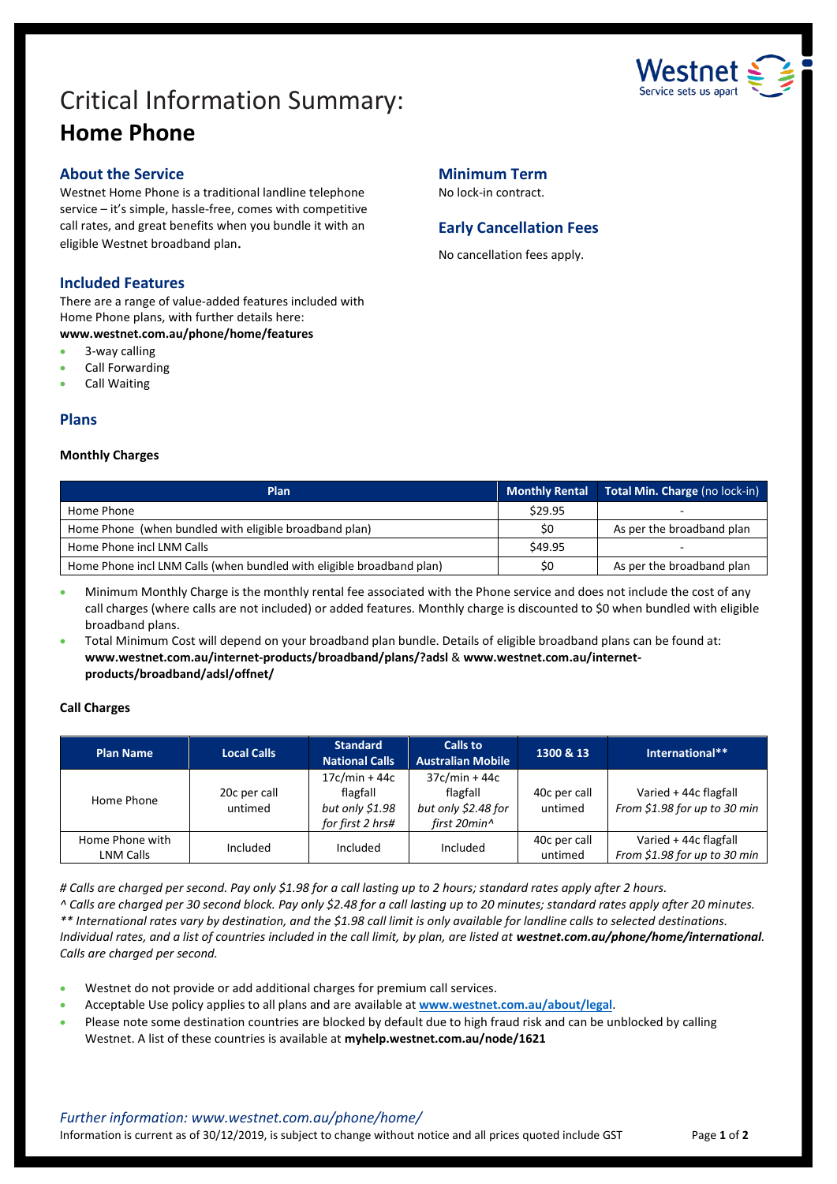# Critical Information Summary:
# **Home Phone**

## About the Service

Westnet Home Phone is a traditional landline telephone service – it's simple, hassle-free, comes with competitive call rates, and great benefits when you bundle it with an eligible Westnet broadband plan.

## Included Features

There are a range of value-added features included with Home Phone plans, with further details here:
**www.westnet.com.au/phone/home/features**

- 3-way calling
- Call Forwarding
- Call Waiting

## Minimum Term

No lock-in contract.

## Early Cancellation Fees

No cancellation fees apply.

## Plans

### Monthly Charges

| Plan | Monthly Rental | Total Min. Charge (no lock-in) |
|---|---|---|
| Home Phone | $29.95 | - |
| Home Phone (when bundled with eligible broadband plan) | $0 | As per the broadband plan |
| Home Phone incl LNM Calls | $49.95 | - |
| Home Phone incl LNM Calls (when bundled with eligible broadband plan) | $0 | As per the broadband plan |

- Minimum Monthly Charge is the monthly rental fee associated with the Phone service and does not include the cost of any call charges (where calls are not included) or added features. Monthly charge is discounted to $0 when bundled with eligible broadband plans.
- Total Minimum Cost will depend on your broadband plan bundle. Details of eligible broadband plans can be found at: **www.westnet.com.au/internet-products/broadband/plans/?adsl** & **www.westnet.com.au/internet-products/broadband/adsl/offnet/**

### Call Charges

| Plan Name | Local Calls | Standard National Calls | Calls to Australian Mobile | 1300 & 13 | International** |
|---|---|---|---|---|---|
| Home Phone | 20c per call untimed | 17c/min + 44c flagfall *but only $1.98 for first 2 hrs#* | 37c/min + 44c flagfall *but only $2.48 for first 20min^* | 40c per call untimed | Varied + 44c flagfall *From $1.98 for up to 30 min* |
| Home Phone with LNM Calls | Included | Included | Included | 40c per call untimed | Varied + 44c flagfall *From $1.98 for up to 30 min* |

*# Calls are charged per second. Pay only $1.98 for a call lasting up to 2 hours; standard rates apply after 2 hours.*
*^ Calls are charged per 30 second block. Pay only $2.48 for a call lasting up to 20 minutes; standard rates apply after 20 minutes.*
*** International rates vary by destination, and the $1.98 call limit is only available for landline calls to selected destinations. Individual rates, and a list of countries included in the call limit, by plan, are listed at **westnet.com.au/phone/home/international**. Calls are charged per second.*

- Westnet do not provide or add additional charges for premium call services.
- Acceptable Use policy applies to all plans and are available at **www.westnet.com.au/about/legal**.
- Please note some destination countries are blocked by default due to high fraud risk and can be unblocked by calling Westnet. A list of these countries is available at **myhelp.westnet.com.au/node/1621**

*Further information: www.westnet.com.au/phone/home/*

Information is current as of 30/12/2019, is subject to change without notice and all prices quoted include GST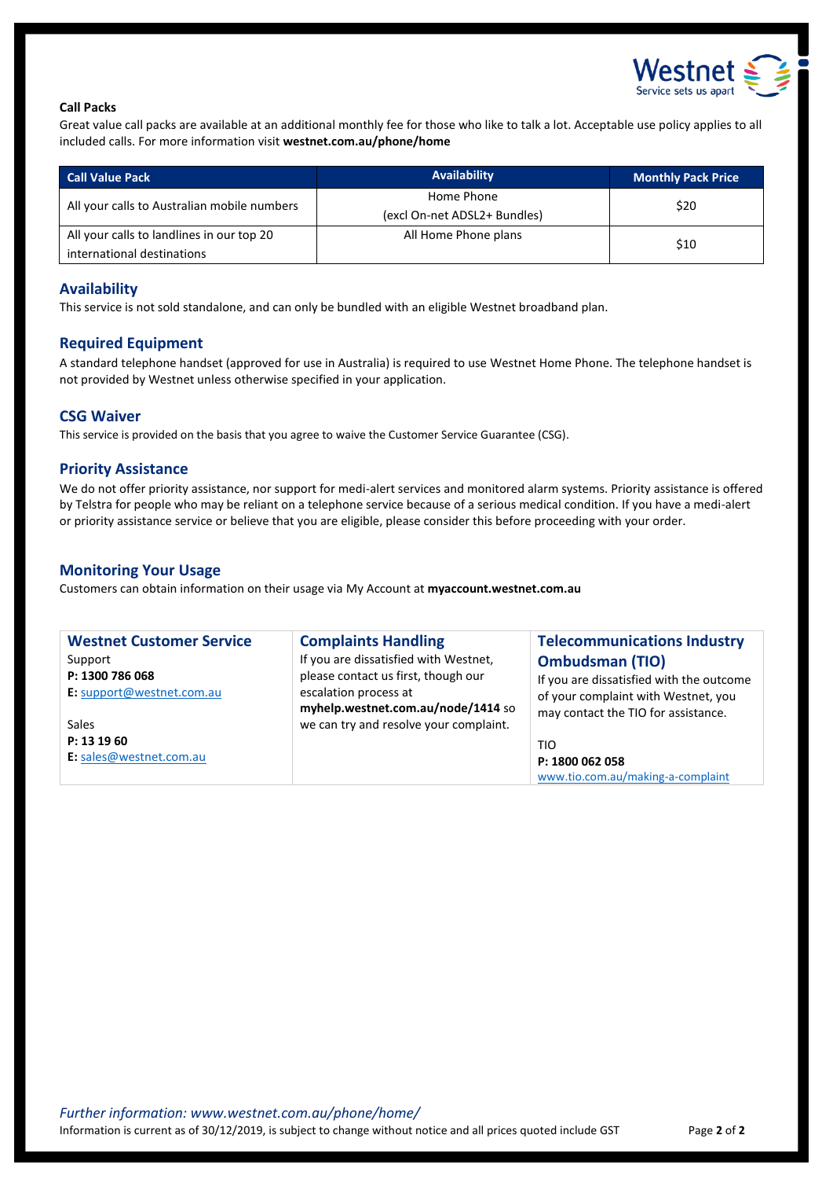**Call Packs**

Great value call packs are available at an additional monthly fee for those who like to talk a lot. Acceptable use policy applies to all included calls. For more information visit **westnet.com.au/phone/home**

| Call Value Pack | Availability | Monthly Pack Price |
|---|---|---|
| All your calls to Australian mobile numbers | Home Phone (excl On-net ADSL2+ Bundles) | $20 |
| All your calls to landlines in our top 20 international destinations | All Home Phone plans | $10 |

## Availability

This service is not sold standalone, and can only be bundled with an eligible Westnet broadband plan.

## Required Equipment

A standard telephone handset (approved for use in Australia) is required to use Westnet Home Phone. The telephone handset is not provided by Westnet unless otherwise specified in your application.

## CSG Waiver

This service is provided on the basis that you agree to waive the Customer Service Guarantee (CSG).

## Priority Assistance

We do not offer priority assistance, nor support for medi-alert services and monitored alarm systems. Priority assistance is offered by Telstra for people who may be reliant on a telephone service because of a serious medical condition. If you have a medi-alert or priority assistance service or believe that you are eligible, please consider this before proceeding with your order.

## Monitoring Your Usage

Customers can obtain information on their usage via My Account at **myaccount.westnet.com.au**

### Westnet Customer Service

Support
**P: 1300 786 068**
**E:** support@westnet.com.au

Sales
**P: 13 19 60**
**E:** sales@westnet.com.au

### Complaints Handling

If you are dissatisfied with Westnet, please contact us first, though our escalation process at **myhelp.westnet.com.au/node/1414** so we can try and resolve your complaint.

### Telecommunications Industry Ombudsman (TIO)

If you are dissatisfied with the outcome of your complaint with Westnet, you may contact the TIO for assistance.

TIO
**P: 1800 062 058**
www.tio.com.au/making-a-complaint

*Further information: www.westnet.com.au/phone/home/*

Information is current as of 30/12/2019, is subject to change without notice and all prices quoted include GST